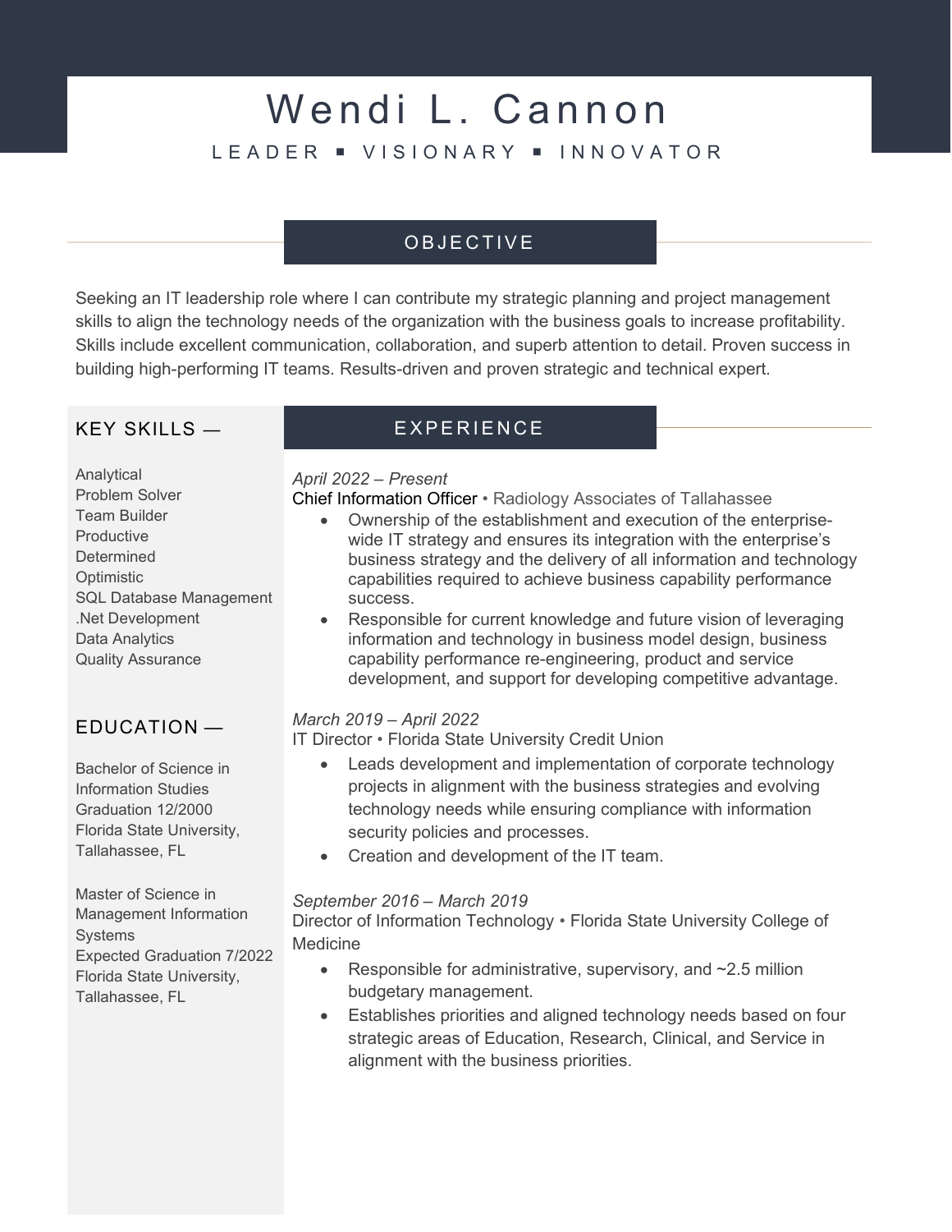# Wendi L. Cannon

LEADER ▪ VISIONARY ▪ INNOVATOR

## OBJECTIVE

Seeking an IT leadership role where I can contribute my strategic planning and project management skills to align the technology needs of the organization with the business goals to increase profitability. Skills include excellent communication, collaboration, and superb attention to detail. Proven success in building high-performing IT teams. Results-driven and proven strategic and technical expert.

## KEY SKILLS —

Analytical
Problem Solver
Team Builder
Productive
Determined
Optimistic
SQL Database Management
.Net Development
Data Analytics
Quality Assurance

## EDUCATION —

Bachelor of Science in Information Studies
Graduation 12/2000
Florida State University, Tallahassee, FL

Master of Science in Management Information Systems
Expected Graduation 7/2022
Florida State University, Tallahassee, FL

## EXPERIENCE

*April 2022 – Present*
Chief Information Officer • Radiology Associates of Tallahassee

- Ownership of the establishment and execution of the enterprise-wide IT strategy and ensures its integration with the enterprise's business strategy and the delivery of all information and technology capabilities required to achieve business capability performance success.
- Responsible for current knowledge and future vision of leveraging information and technology in business model design, business capability performance re-engineering, product and service development, and support for developing competitive advantage.

*March 2019 – April 2022*
IT Director • Florida State University Credit Union

- Leads development and implementation of corporate technology projects in alignment with the business strategies and evolving technology needs while ensuring compliance with information security policies and processes.
- Creation and development of the IT team.

*September 2016 – March 2019*
Director of Information Technology • Florida State University College of Medicine

- Responsible for administrative, supervisory, and ~2.5 million budgetary management.
- Establishes priorities and aligned technology needs based on four strategic areas of Education, Research, Clinical, and Service in alignment with the business priorities.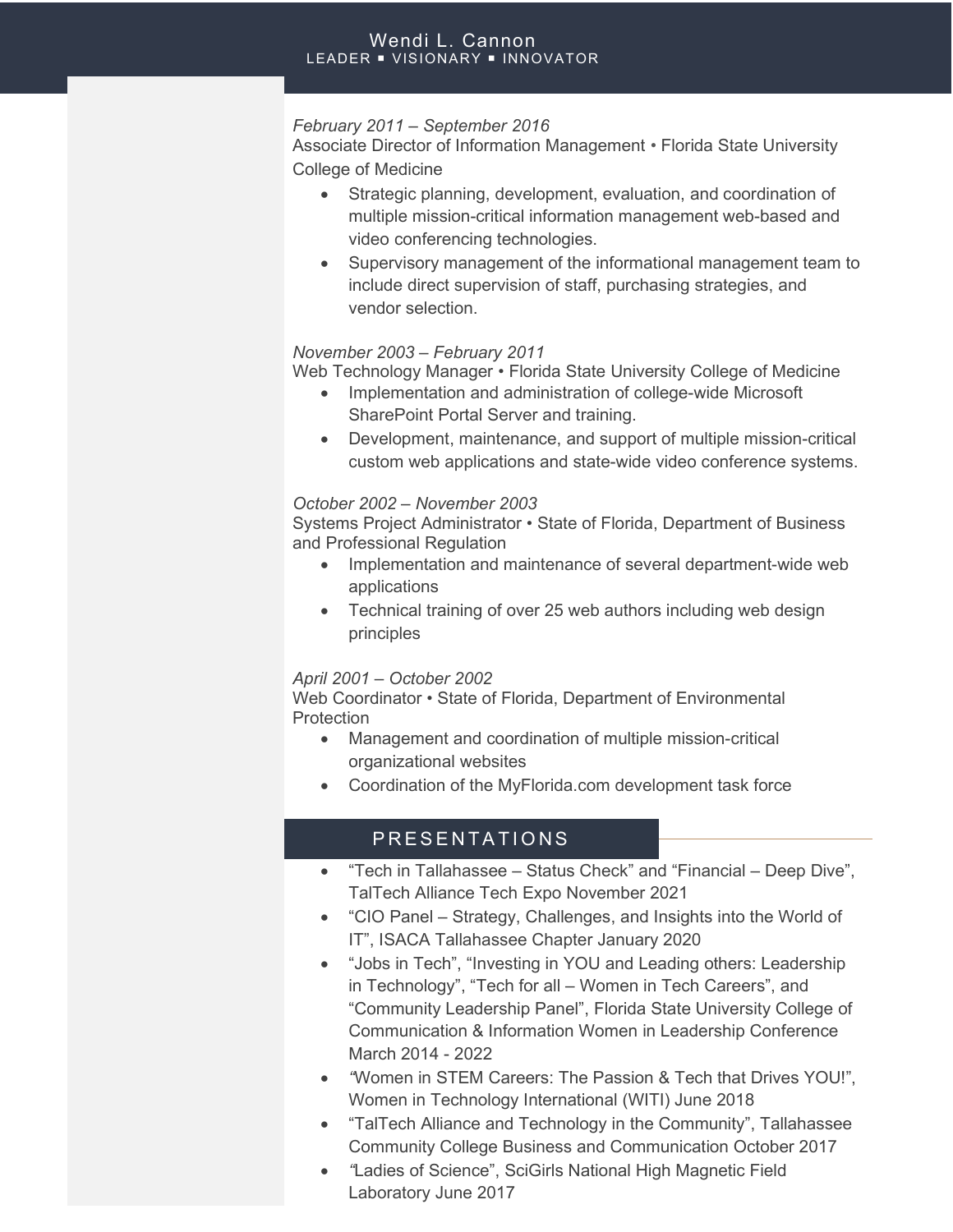*February 2011 – September 2016*
Associate Director of Information Management • Florida State University College of Medicine

- Strategic planning, development, evaluation, and coordination of multiple mission-critical information management web-based and video conferencing technologies.
- Supervisory management of the informational management team to include direct supervision of staff, purchasing strategies, and vendor selection.

*November 2003 – February 2011*
Web Technology Manager • Florida State University College of Medicine

- Implementation and administration of college-wide Microsoft SharePoint Portal Server and training.
- Development, maintenance, and support of multiple mission-critical custom web applications and state-wide video conference systems.

*October 2002 – November 2003*
Systems Project Administrator • State of Florida, Department of Business and Professional Regulation

- Implementation and maintenance of several department-wide web applications
- Technical training of over 25 web authors including web design principles

*April 2001 – October 2002*
Web Coordinator • State of Florida, Department of Environmental Protection

- Management and coordination of multiple mission-critical organizational websites
- Coordination of the MyFlorida.com development task force

## PRESENTATIONS

- "Tech in Tallahassee – Status Check" and "Financial – Deep Dive", TalTech Alliance Tech Expo November 2021
- "CIO Panel – Strategy, Challenges, and Insights into the World of IT", ISACA Tallahassee Chapter January 2020
- "Jobs in Tech", "Investing in YOU and Leading others: Leadership in Technology", "Tech for all – Women in Tech Careers", and "Community Leadership Panel", Florida State University College of Communication & Information Women in Leadership Conference March 2014 - 2022
- "Women in STEM Careers: The Passion & Tech that Drives YOU!", Women in Technology International (WITI) June 2018
- "TalTech Alliance and Technology in the Community", Tallahassee Community College Business and Communication October 2017
- "Ladies of Science", SciGirls National High Magnetic Field Laboratory June 2017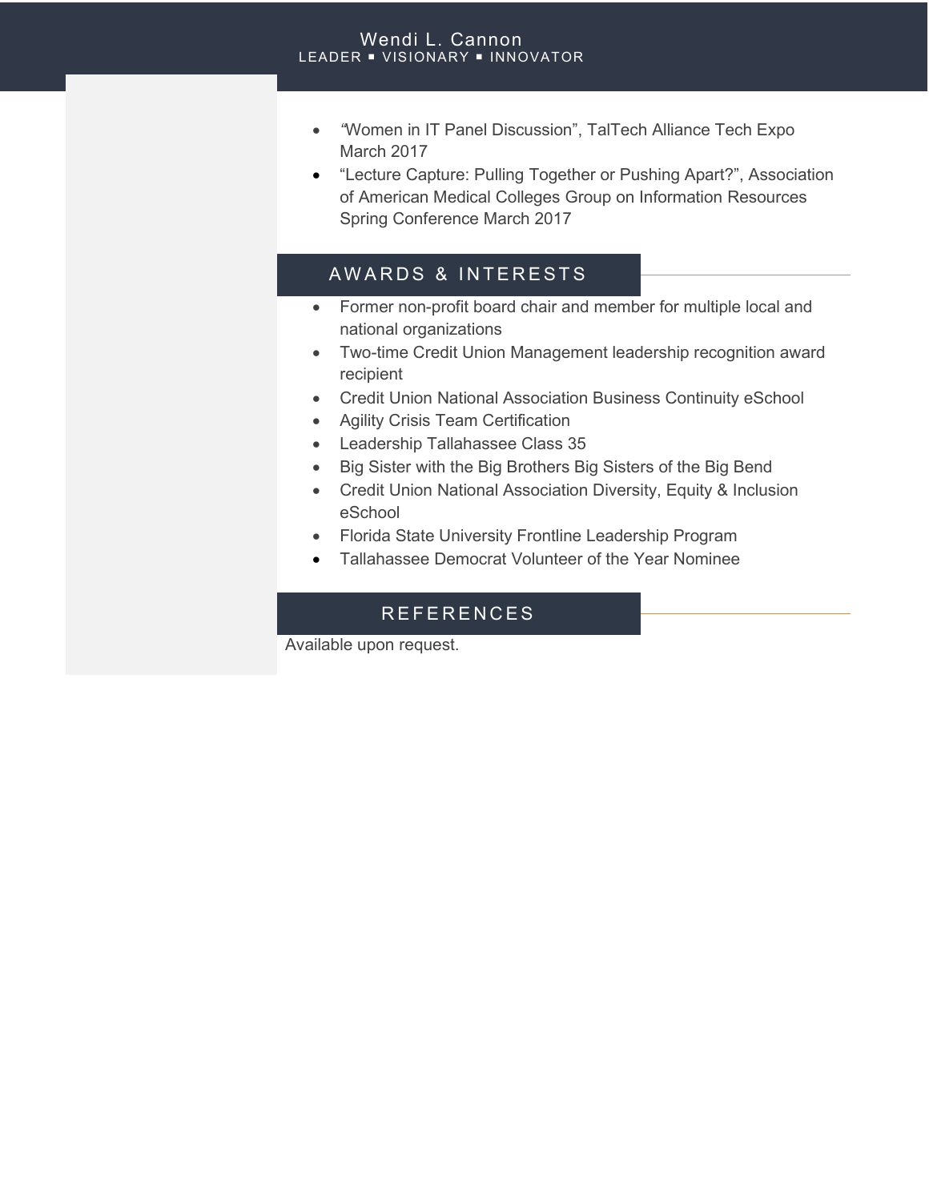- “Women in IT Panel Discussion”, TalTech Alliance Tech Expo March 2017
- “Lecture Capture: Pulling Together or Pushing Apart?”, Association of American Medical Colleges Group on Information Resources Spring Conference March 2017

## AWARDS & INTERESTS

- Former non-profit board chair and member for multiple local and national organizations
- Two-time Credit Union Management leadership recognition award recipient
- Credit Union National Association Business Continuity eSchool
- Agility Crisis Team Certification
- Leadership Tallahassee Class 35
- Big Sister with the Big Brothers Big Sisters of the Big Bend
- Credit Union National Association Diversity, Equity & Inclusion eSchool
- Florida State University Frontline Leadership Program
- Tallahassee Democrat Volunteer of the Year Nominee

## REFERENCES

Available upon request.